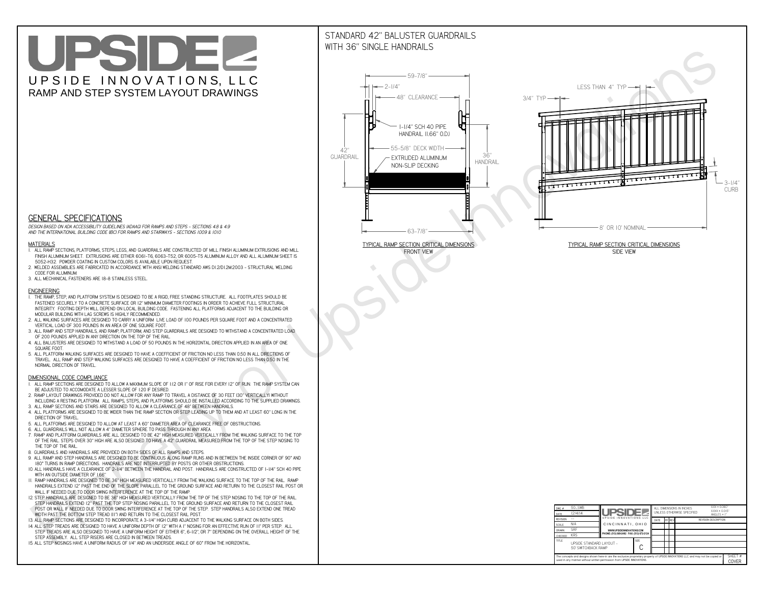# UPSIDE

UPSIDE INNOVATIONS, LLC

RAMP AND STEP SYSTEM LAYOUT DRAWINGS

## GENERAL SPECIFICATIONS

*DESIGN BASED ON ADA ACCESSIBILITY GUIDELINES (ADAAG) FOR RAMPS AND STEPS - SECTIONS 4.8 & 4.9 AND THE INTERNATIONAL BUILDING CODE (IBC) FOR RAMPS AND STAIRWAYS - SECTIONS 1009 & 1010*

### MATERIALS

1. ALL RAMP SECTIONS, PLATFORMS, STEPS, LEGS, AND GUARDRAILS ARE CONSTRUCTED OF MILL FINISH ALUMINUM EXTRUSIONS AND MILL FINISH ALUMINUM SHEET. EXTRUSIONS ARE EITHER 6061-T6, 6063-T52, OR 6005-T5 ALUMINUM ALLOY AND ALL ALUMINUM SHEET IS 5052-H32. POWDER COATING IN CUSTOM COLORS IS AVAILABLE UPON REQUEST.
2. WELDED ASSEMBLIES ARE FABRICATED IN ACCORDANCE WITH ANSI WELDING STANDARD AWS D1.2/D1.2M:2003 - STRUCTURAL WELDING CODE FOR ALUMINUM.
3. ALL MECHANICAL FASTENERS ARE 18-8 STAINLESS STEEL.

### ENGINEERING

1. THE RAMP, STEP, AND PLATFORM SYSTEM IS DESIGNED TO BE A RIGID, FREE STANDING STRUCTURE. ALL FOOTPLATES SHOULD BE FASTENED SECURELY TO A CONCRETE SURFACE OR 12" MINIMUM DIAMETER FOOTINGS IN ORDER TO ACHIEVE FULL STRUCTURAL INTEGRITY. FOOTING DEPTH WILL DEPEND ON LOCAL BUILDING CODE. FASTENING ALL PLATFORMS ADJACENT TO THE BUILDING OR MODULAR BUILDING WITH LAG SCREWS IS HIGHLY RECOMMENDED.
2. ALL WALKING SURFACES ARE DESIGNED TO CARRY A UNIFORM LIVE LOAD OF 100 POUNDS PER SQUARE FOOT AND A CONCENTRATED VERTICAL LOAD OF 300 POUNDS IN AN AREA OF ONE SQUARE FOOT.
3. ALL RAMP AND STEP HANDRAILS, AND RAMP, PLATFORM, AND STEP GUARDRAILS ARE DESIGNED TO WITHSTAND A CONCENTRATED LOAD OF 200 POUNDS APPLIED IN ANY DIRECTION ON THE TOP OF THE RAIL.
4. ALL BALUSTERS ARE DESIGNED TO WITHSTAND A LOAD OF 50 POUNDS IN THE HORIZONTAL DIRECTION APPLIED IN AN AREA OF ONE SQUARE FOOT.
5. ALL PLATFORM WALKING SURFACES ARE DESIGNED TO HAVE A COEFFICIENT OF FRICTION NO LESS THAN 0.50 IN ALL DIRECTIONS OF TRAVEL. ALL RAMP AND STEP WALKING SURFACES ARE DESIGNED TO HAVE A COEFFICIENT OF FRICTION NO LESS THAN 0.50 IN THE NORMAL DIRECTION OF TRAVEL.

### DIMENSIONAL CODE COMPLIANCE

1. ALL RAMP SECTIONS ARE DESIGNED TO ALLOW A MAXIMUM SLOPE OF 1:12 OR 1" OF RISE FOR EVERY 12" OF RUN. THE RAMP SYSTEM CAN BE ADJUSTED TO ACCOMODATE A LESSER SLOPE OF 1:20 IF DESIRED.
2. RAMP LAYOUT DRAWINGS PROVIDED DO NOT ALLOW FOR ANY RAMP TO TRAVEL A DISTANCE OF 30 FEET (30" VERTICALLY) WITHOUT INCLUDING A RESTING PLATFORM. ALL RAMPS, STEPS, AND PLATFORMS SHOULD BE INSTALLED ACCORDING TO THE SUPPLIED DRAWINGS.
3. ALL RAMP SECTIONS AND STAIRS ARE DESIGNED TO ALLOW A CLEARANCE OF 48" BETWEEN HANDRAILS.
4. ALL PLATFORMS ARE DESIGNED TO BE WIDER THAN THE RAMP SECTION OR STEP LEADING UP TO THEM AND AT LEAST 60" LONG IN THE DIRECTION OF TRAVEL.
5. ALL PLATFORMS ARE DESIGNED TO ALLOW AT LEAST A 60" DIAMETER AREA OF CLEARANCE FREE OF OBSTRUCTIONS.
6. ALL GUARDRAILS WILL NOT ALLOW A 4" DIAMETER SPHERE TO PASS THROUGH IN ANY AREA.
7. RAMP AND PLATFORM GUARDRAILS ARE ALL DESIGNED TO BE 42" HIGH MEASURED VERTICALLY FROM THE WALKING SURFACE TO THE TOP OF THE RAIL. STEPS OVER 30" HIGH ARE ALSO DESIGNED TO HAVE A 42" GUARDRAIL MEASURED FROM THE TOP OF THE STEP NOSING TO THE TOP OF THE RAIL.
8. GUARDRAILS AND HANDRAILS ARE PROVIDED ON BOTH SIDES OF ALL RAMPS AND STEPS.
9. ALL RAMP AND STEP HANDRAILS ARE DESIGNED TO BE CONTINUOUS ALONG RAMP RUNS AND IN BETWEEN THE INSIDE CORNER OF 90° AND 180° TURNS IN RAMP DIRECTIONS. HANDRAILS ARE NOT INTERRUPTED BY POSTS OR OTHER OBSTRUCTIONS.
10. ALL HANDRAILS HAVE A CLEARANCE OF 2-1/4" BETWEEN THE HANDRAIL AND POST. HANDRAILS ARE CONSTRUCTED OF 1-1/4" SCH 40 PIPE WITH AN OUTSIDE DIAMETER OF 1.66"
11. RAMP HANDRAILS ARE DESIGNED TO BE 36" HIGH MEASURED VERTICALLY FROM THE WALKING SURFACE TO THE TOP OF THE RAIL. RAMP HANDRAILS EXTEND 12" PAST THE END OF THE SLOPE PARALLEL TO THE GROUND SURFACE AND RETURN TO THE CLOSEST RAIL POST OR WALL IF NEEDED DUE TO DOOR SWING INTERFERENCE AT THE TOP OF THE RAMP.
12. STEP HANDRAILS ARE DESIGNED TO BE 36" HIGH MEASURED VERTICALLY FROM THE TIP OF THE STEP NOSING TO THE TOP OF THE RAIL. STEP HANDRAILS EXTEND 12" PAST THE TOP STEP NOSING PARALLEL TO THE GROUND SURFACE AND RETURN TO THE CLOSEST RAIL POST OR WALL IF NEEDED DUE TO DOOR SWING INTERFERENCE AT THE TOP OF THE STEP. STEP HANDRAILS ALSO EXTEND ONE TREAD WIDTH PAST THE BOTTOM STEP TREAD (11") AND RETURN TO THE CLOSEST RAIL POST.
13. ALL RAMP SECTIONS ARE DESIGNED TO INCORPORATE A 3-1/4" HIGH CURB ADJACENT TO THE WALKING SURFACE ON BOTH SIDES.
14. ALL STEP TREADS ARE DESIGNED TO HAVE A UNIFORM DEPTH OF 12" WITH A 1" NOSING FOR AN EFFECTIVE RUN OF 11" PER STEP. ALL STEP TREADS ARE ALSO DESIGNED TO HAVE A UNIFORM HEIGHT OF EITHER 6", 6-1/2", OR 7" DEPENDING ON THE OVERALL HEIGHT OF THE STEP ASSEMBLY. ALL STEP RISERS ARE CLOSED IN BETWEEN TREADS.
15. ALL STEP NOSINGS HAVE A UNIFORM RADIUS OF 1/4" AND AN UNDERSIDE ANGLE OF 60° FROM THE HORIZONTAL.

## STANDARD 42" BALUSTER GUARDRAILS WITH 36" SINGLE HANDRAILS

59-7/8" | 2-1/4" | 48" CLEARANCE | 1-1/4" SCH 40 PIPE HANDRAIL (1.66" O.D.) | 42" GUARDRAIL | 55-5/8" DECK WIDTH | EXTRUDED ALUMINUM NON-SLIP DECKING | 36" HANDRAIL | 63-7/8"

TYPICAL RAMP SECTION: CRITICAL DIMENSIONS
FRONT VIEW

LESS THAN 4" TYP | 3/4" TYP | 3-1/4" CURB | 8' OR 10' NOMINAL

TYPICAL RAMP SECTION: CRITICAL DIMENSIONS
SIDE VIEW

| DWG # | 50_SWB | UPSIDE INNOVATIONS LLC | ALL DIMENSIONS IN INCHES UNLESS OTHERWISE SPECIFIED | X.XX ± 0.060" X.XXX ± 0.015" ANGLES ± 1° |
|---|---|---|---|---|
| DATE | 12/4/14 | CINCINNATI, OHIO | | |
| REVISION | --- | WWW.UPSIDEINNOVATIONS.COM | | |
| SCALE | N/A | PHONE: (513) 889-2492 FAX: (513) 672-2124 | | |
| DRAWN | SRF | | | |
| CHECKED | KRS | | | |
| TITLE | UPSIDE STANDARD LAYOUT - 50' SWITCHBACK RAMP | SIZE C | | |

| DATE | BY | REV | REVISION DESCRIPTION |
|---|---|---|---|

The concepts and designs shown here-in are the exclusive proprietary property of UPSIDE INNOVATIONS LLC. and may not be copied or used in any manner without written permission from UPSIDE INNOVATIONS.

SHEET # COVER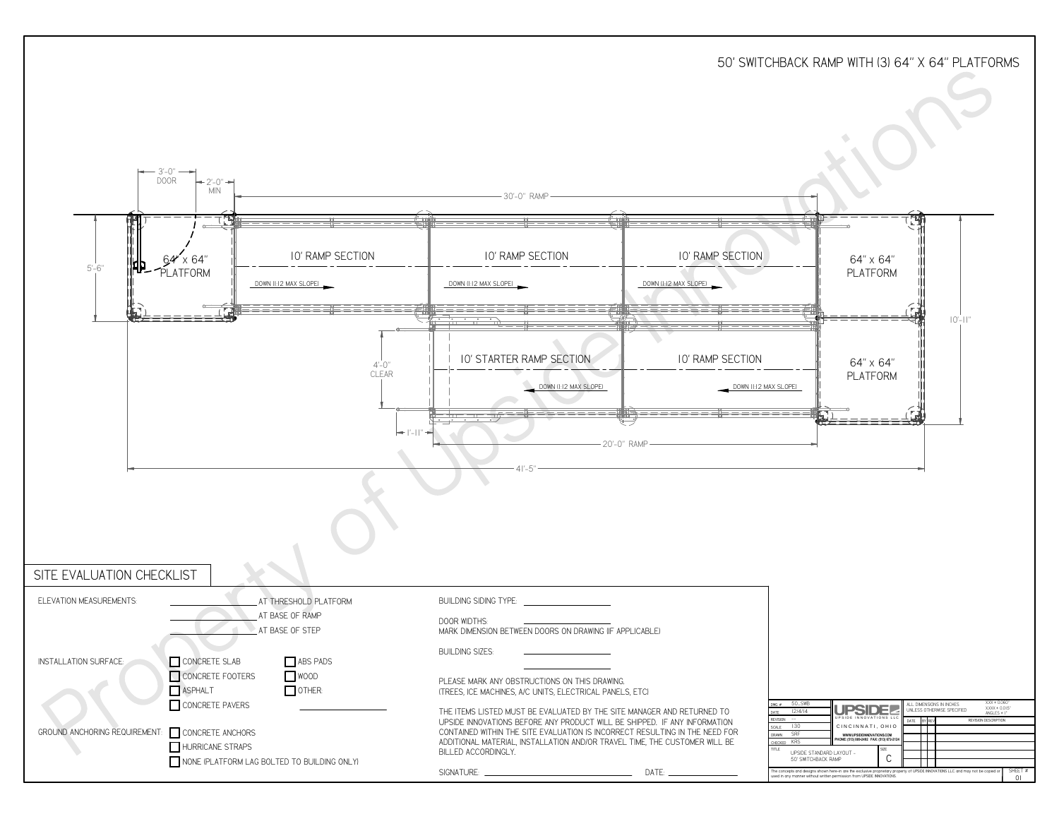# 50' SWITCHBACK RAMP WITH (3) 64" X 64" PLATFORMS

3'-0" DOOR

2'-0" MIN

30'-0" RAMP

5'-6"

64" x 64" PLATFORM

10' RAMP SECTION

DOWN (1:12 MAX SLOPE)

10' RAMP SECTION

DOWN (1:12 MAX SLOPE)

10' RAMP SECTION

DOWN (1:12 MAX SLOPE)

64" x 64" PLATFORM

10'-11"

4'-0" CLEAR

10' STARTER RAMP SECTION

DOWN (1:12 MAX SLOPE)

10' RAMP SECTION

DOWN (1:12 MAX SLOPE)

64" x 64" PLATFORM

1'-11"

20'-0" RAMP

41'-5"

## SITE EVALUATION CHECKLIST

ELEVATION MEASUREMENTS: \_\_\_\_\_\_\_\_\_\_ AT THRESHOLD PLATFORM
\_\_\_\_\_\_\_\_\_\_ AT BASE OF RAMP
\_\_\_\_\_\_\_\_\_\_ AT BASE OF STEP

INSTALLATION SURFACE:
- ☐ CONCRETE SLAB
- ☐ CONCRETE FOOTERS
- ☐ ASPHALT
- ☐ CONCRETE PAVERS
- ☐ ABS PADS
- ☐ WOOD
- ☐ OTHER \_\_\_\_\_\_\_\_\_\_

GROUND ANCHORING REQUIREMENT:
- ☐ CONCRETE ANCHORS
- ☐ HURRICANE STRAPS
- ☐ NONE (PLATFORM LAG BOLTED TO BUILDING ONLY)

BUILDING SIDING TYPE: \_\_\_\_\_\_\_\_\_\_

DOOR WIDTHS: \_\_\_\_\_\_\_\_\_\_
MARK DIMENSION BETWEEN DOORS ON DRAWING (IF APPLICABLE)

BUILDING SIZES: \_\_\_\_\_\_\_\_\_\_
\_\_\_\_\_\_\_\_\_\_

PLEASE MARK ANY OBSTRUCTIONS ON THIS DRAWING.
(TREES, ICE MACHINES, A/C UNITS, ELECTRICAL PANELS, ETC)

THE ITEMS LISTED MUST BE EVALUATED BY THE SITE MANAGER AND RETURNED TO UPSIDE INNOVATIONS BEFORE ANY PRODUCT WILL BE SHIPPED. IF ANY INFORMATION CONTAINED WITHIN THE SITE EVALUATION IS INCORRECT RESULTING IN THE NEED FOR ADDITIONAL MATERIAL, INSTALLATION AND/OR TRAVEL TIME, THE CUSTOMER WILL BE BILLED ACCORDINGLY.

SIGNATURE: \_\_\_\_\_\_\_\_\_\_ DATE: \_\_\_\_\_\_\_\_\_\_

| | |
|---|---|
| DWG # | 50_SWB |
| DATE | 12/4/14 |
| REVISION | --- |
| SCALE | 1:30 |
| DRAWN | SRF |
| CHECKED | KRS |

UPSIDE INNOVATIONS LLC
CINCINNATI, OHIO
WWW.UPSIDEINNOVATIONS.COM
PHONE: (513) 889-2492 FAX: (513) 672-2124

TITLE: UPSIDE STANDARD LAYOUT - 50' SWITCHBACK RAMP

SIZE: C

ALL DIMENSIONS IN INCHES UNLESS OTHERWISE SPECIFIED
XXX ± 0.060"
X.XXX ± 0.015"
ANGLES ± 1°

| DATE | BY | REV | REVISION DESCRIPTION |
|---|---|---|---|
| | | | |

The concepts and designs shown here-in are the exclusive proprietary property of UPSIDE INNOVATIONS LLC and may not be copied or used in any manner without written permission from UPSIDE INNOVATIONS.

SHEET # 01